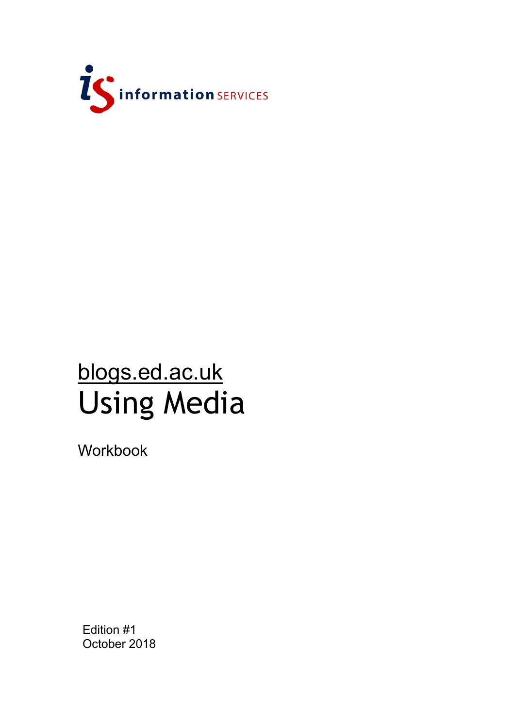information SERVICES

blogs.ed.ac.uk

# Using Media

Workbook

Edition #1
October 2018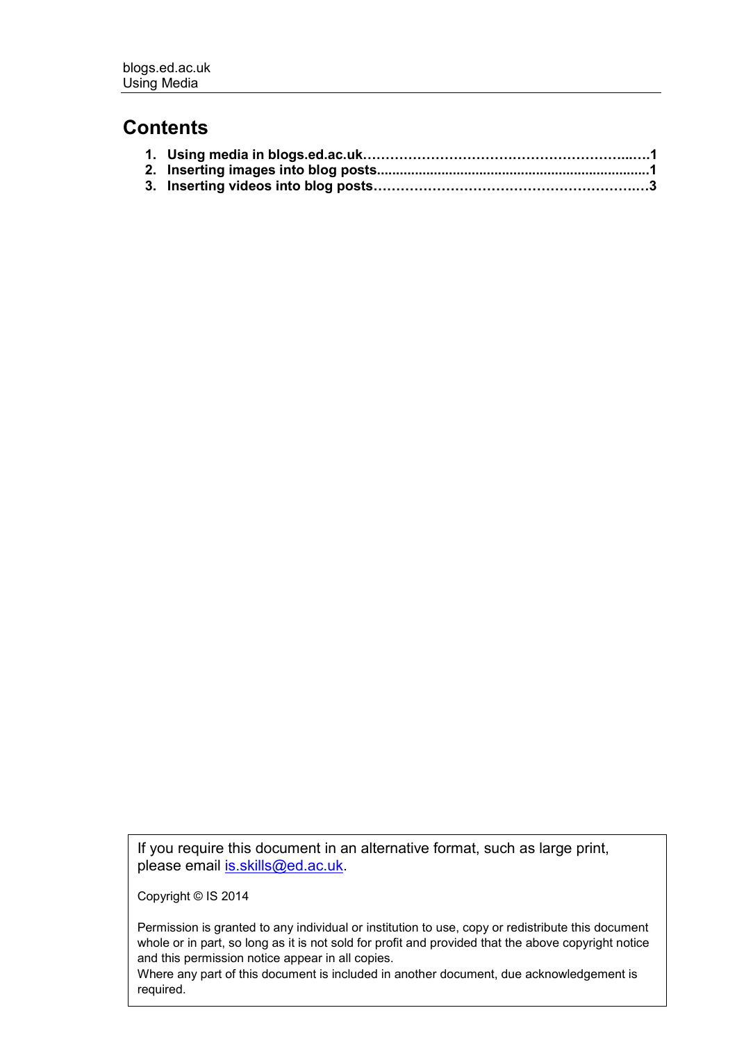# Contents

1. **Using media in blogs.ed.ac.uk……………………………………………………..…1**
2. **Inserting images into blog posts.......................................................................1**
3. **Inserting videos into blog posts……………………………………………………3**

If you require this document in an alternative format, such as large print, please email [is.skills@ed.ac.uk](mailto:is.skills@ed.ac.uk).

Copyright © IS 2014

Permission is granted to any individual or institution to use, copy or redistribute this document whole or in part, so long as it is not sold for profit and provided that the above copyright notice and this permission notice appear in all copies.
Where any part of this document is included in another document, due acknowledgement is required.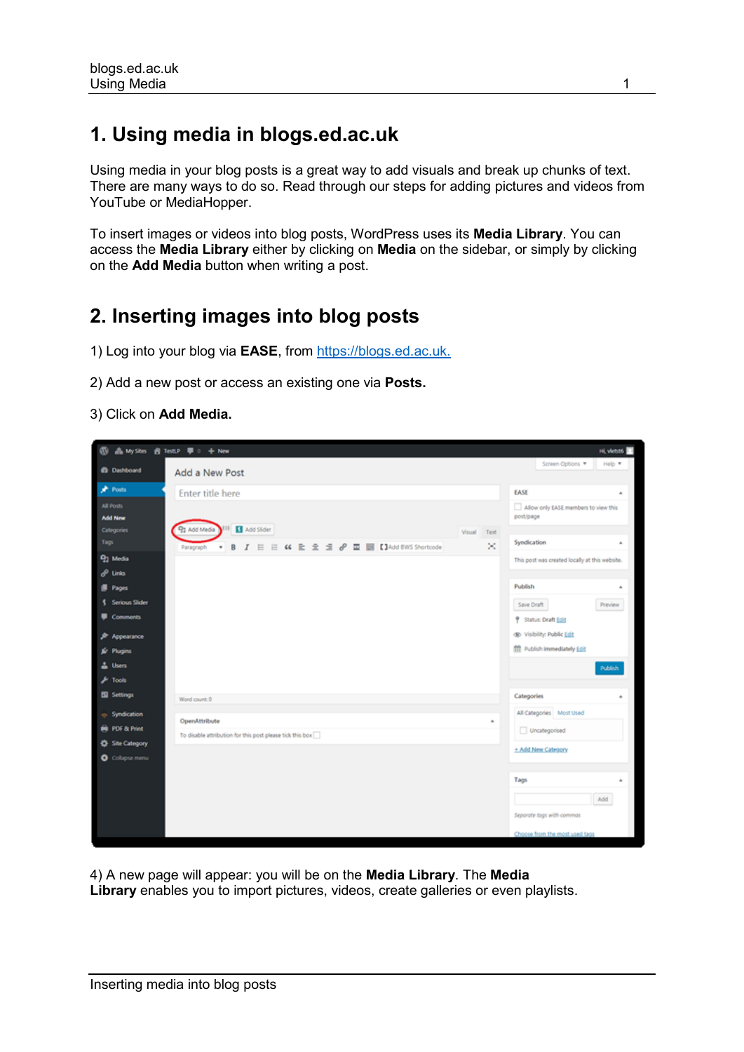# 1. Using media in blogs.ed.ac.uk

Using media in your blog posts is a great way to add visuals and break up chunks of text. There are many ways to do so. Read through our steps for adding pictures and videos from YouTube or MediaHopper.

To insert images or videos into blog posts, WordPress uses its **Media Library**. You can access the **Media Library** either by clicking on **Media** on the sidebar, or simply by clicking on the **Add Media** button when writing a post.

# 2. Inserting images into blog posts

1) Log into your blog via **EASE**, from https://blogs.ed.ac.uk.

2) Add a new post or access an existing one via **Posts.**

3) Click on **Add Media.**

4) A new page will appear: you will be on the **Media Library**. The **Media Library** enables you to import pictures, videos, create galleries or even playlists.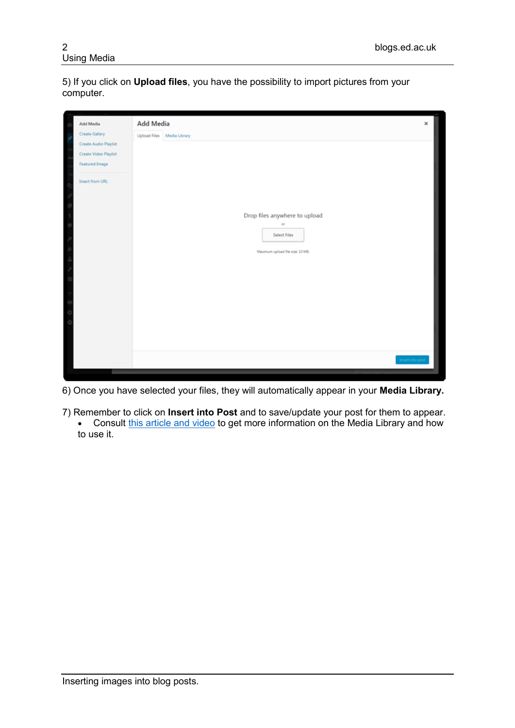5) If you click on **Upload files**, you have the possibility to import pictures from your computer.

6) Once you have selected your files, they will automatically appear in your **Media Library.**

7) Remember to click on **Insert into Post** and to save/update your post for them to appear.

- Consult this article and video to get more information on the Media Library and how to use it.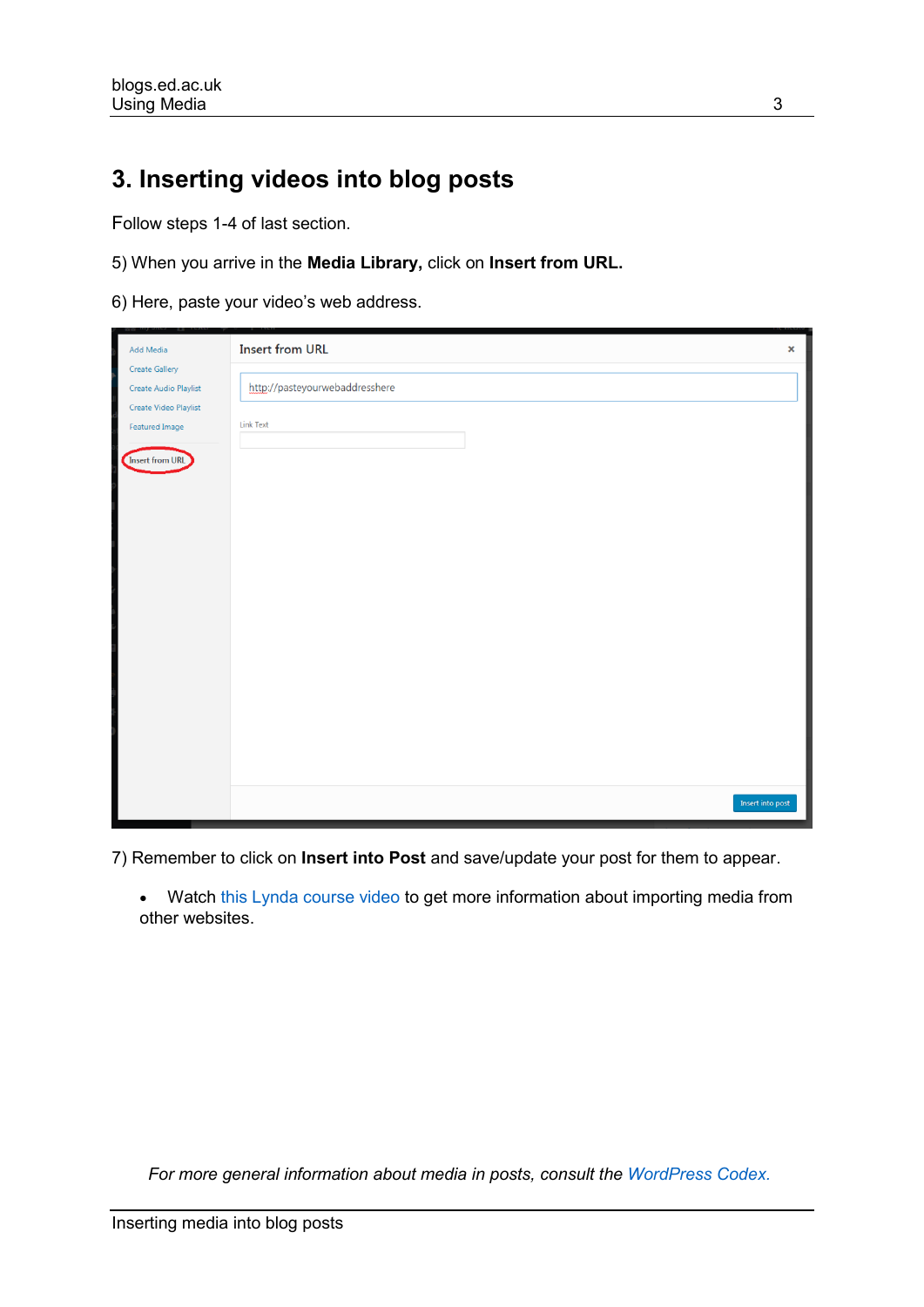# 3. Inserting videos into blog posts

Follow steps 1-4 of last section.

5) When you arrive in the **Media Library,** click on **Insert from URL.**

6) Here, paste your video's web address.

7) Remember to click on **Insert into Post** and save/update your post for them to appear.

- Watch this Lynda course video to get more information about importing media from other websites.

*For more general information about media in posts, consult the WordPress Codex.*